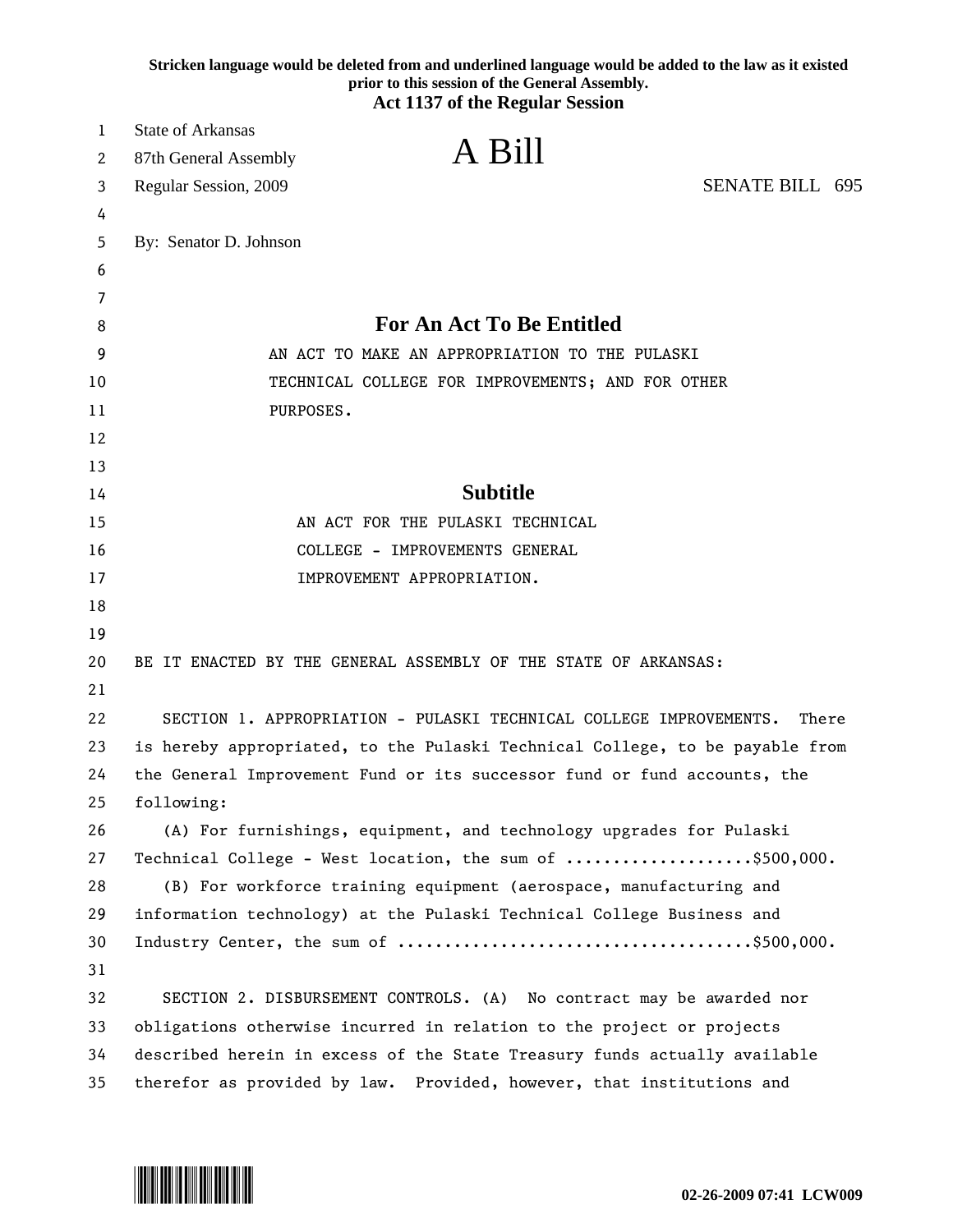Stricken language would be deleted from and underlined language would be added to the law as it existed prior to this session of the General Assembly.

**Act 1137 of the Regular Session**

State of Arkansas
87th General Assembly
Regular Session, 2009

# A Bill

SENATE BILL 695

By: Senator D. Johnson

## For An Act To Be Entitled

AN ACT TO MAKE AN APPROPRIATION TO THE PULASKI TECHNICAL COLLEGE FOR IMPROVEMENTS; AND FOR OTHER PURPOSES.

## Subtitle

AN ACT FOR THE PULASKI TECHNICAL COLLEGE - IMPROVEMENTS GENERAL IMPROVEMENT APPROPRIATION.

BE IT ENACTED BY THE GENERAL ASSEMBLY OF THE STATE OF ARKANSAS:

SECTION 1. APPROPRIATION - PULASKI TECHNICAL COLLEGE IMPROVEMENTS. There is hereby appropriated, to the Pulaski Technical College, to be payable from the General Improvement Fund or its successor fund or fund accounts, the following:

(A) For furnishings, equipment, and technology upgrades for Pulaski Technical College - West location, the sum of ....................$500,000.

(B) For workforce training equipment (aerospace, manufacturing and information technology) at the Pulaski Technical College Business and Industry Center, the sum of .....................................$500,000.

SECTION 2. DISBURSEMENT CONTROLS. (A) No contract may be awarded nor obligations otherwise incurred in relation to the project or projects described herein in excess of the State Treasury funds actually available therefor as provided by law. Provided, however, that institutions and

02-26-2009 07:41 LCW009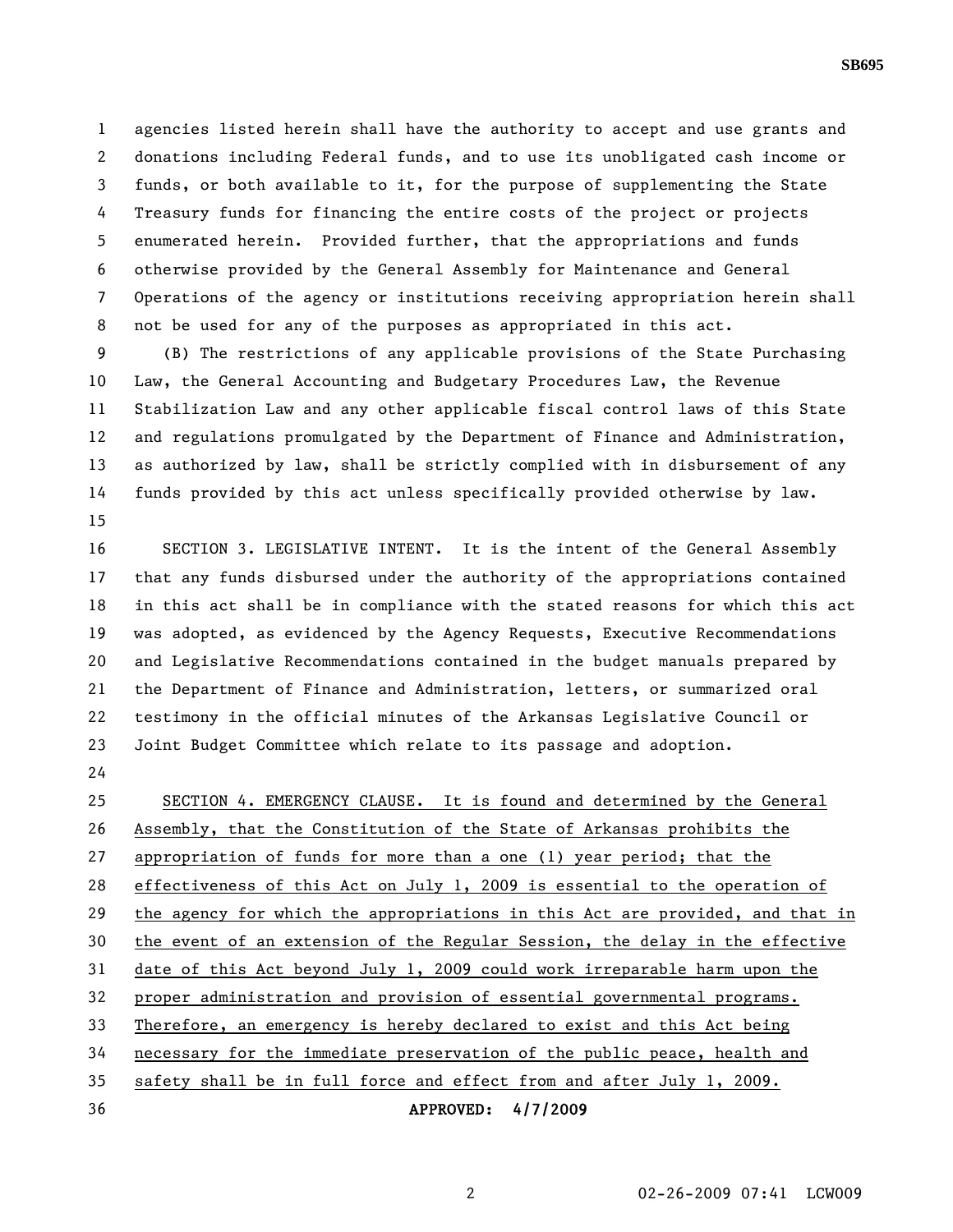agencies listed herein shall have the authority to accept and use grants and donations including Federal funds, and to use its unobligated cash income or funds, or both available to it, for the purpose of supplementing the State Treasury funds for financing the entire costs of the project or projects enumerated herein. Provided further, that the appropriations and funds otherwise provided by the General Assembly for Maintenance and General Operations of the agency or institutions receiving appropriation herein shall not be used for any of the purposes as appropriated in this act.

(B) The restrictions of any applicable provisions of the State Purchasing Law, the General Accounting and Budgetary Procedures Law, the Revenue Stabilization Law and any other applicable fiscal control laws of this State and regulations promulgated by the Department of Finance and Administration, as authorized by law, shall be strictly complied with in disbursement of any funds provided by this act unless specifically provided otherwise by law.

SECTION 3. LEGISLATIVE INTENT. It is the intent of the General Assembly that any funds disbursed under the authority of the appropriations contained in this act shall be in compliance with the stated reasons for which this act was adopted, as evidenced by the Agency Requests, Executive Recommendations and Legislative Recommendations contained in the budget manuals prepared by the Department of Finance and Administration, letters, or summarized oral testimony in the official minutes of the Arkansas Legislative Council or Joint Budget Committee which relate to its passage and adoption.

SECTION 4. EMERGENCY CLAUSE. It is found and determined by the General Assembly, that the Constitution of the State of Arkansas prohibits the appropriation of funds for more than a one (1) year period; that the effectiveness of this Act on July 1, 2009 is essential to the operation of the agency for which the appropriations in this Act are provided, and that in the event of an extension of the Regular Session, the delay in the effective date of this Act beyond July 1, 2009 could work irreparable harm upon the proper administration and provision of essential governmental programs. Therefore, an emergency is hereby declared to exist and this Act being necessary for the immediate preservation of the public peace, health and safety shall be in full force and effect from and after July 1, 2009.

**APPROVED: 4/7/2009**